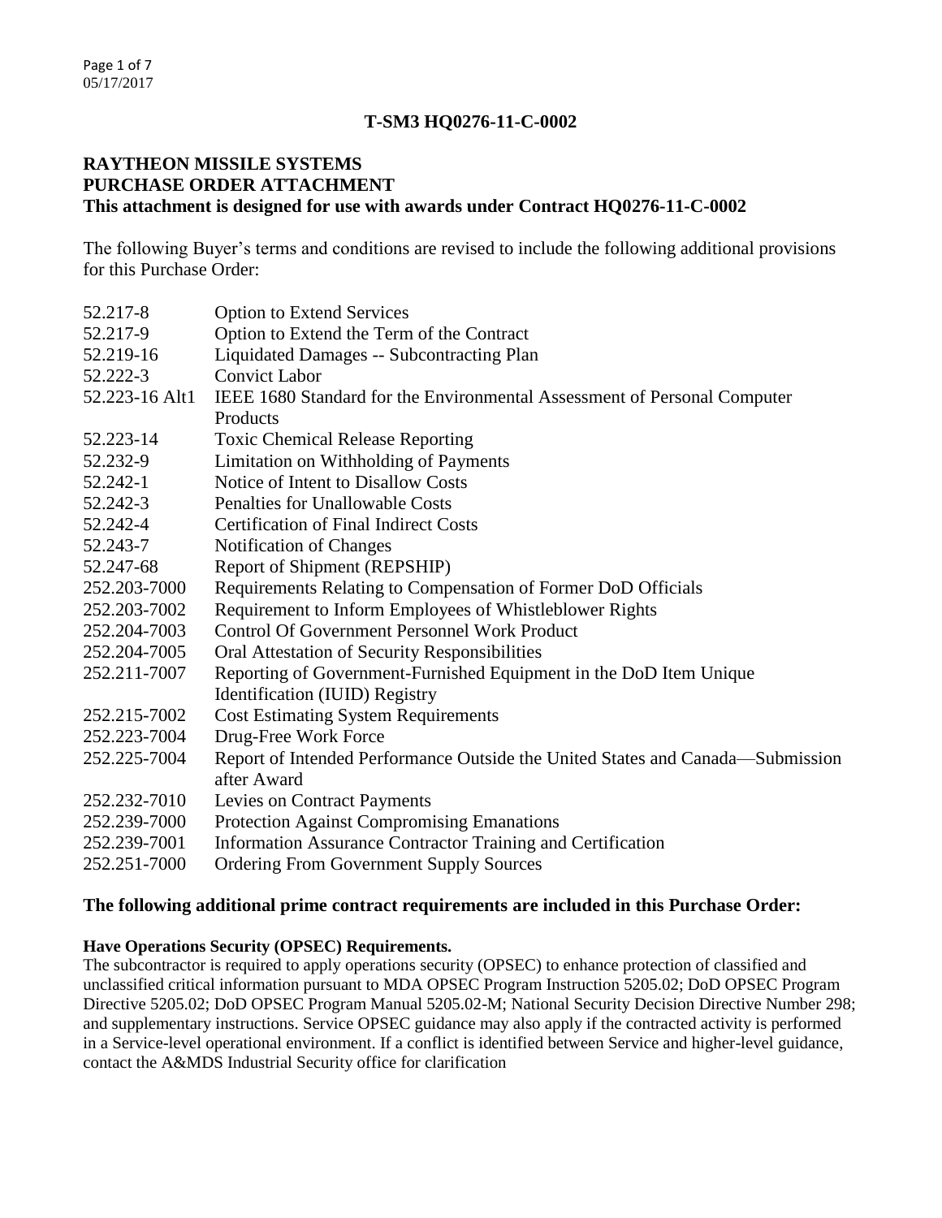**T-SM3 HQ0276-11-C-0002**

**RAYTHEON MISSILE SYSTEMS**
**PURCHASE ORDER ATTACHMENT**
**This attachment is designed for use with awards under Contract HQ0276-11-C-0002**

The following Buyer's terms and conditions are revised to include the following additional provisions for this Purchase Order:

| | |
|---|---|
| 52.217-8 | Option to Extend Services |
| 52.217-9 | Option to Extend the Term of the Contract |
| 52.219-16 | Liquidated Damages -- Subcontracting Plan |
| 52.222-3 | Convict Labor |
| 52.223-16 Alt1 | IEEE 1680 Standard for the Environmental Assessment of Personal Computer Products |
| 52.223-14 | Toxic Chemical Release Reporting |
| 52.232-9 | Limitation on Withholding of Payments |
| 52.242-1 | Notice of Intent to Disallow Costs |
| 52.242-3 | Penalties for Unallowable Costs |
| 52.242-4 | Certification of Final Indirect Costs |
| 52.243-7 | Notification of Changes |
| 52.247-68 | Report of Shipment (REPSHIP) |
| 252.203-7000 | Requirements Relating to Compensation of Former DoD Officials |
| 252.203-7002 | Requirement to Inform Employees of Whistleblower Rights |
| 252.204-7003 | Control Of Government Personnel Work Product |
| 252.204-7005 | Oral Attestation of Security Responsibilities |
| 252.211-7007 | Reporting of Government-Furnished Equipment in the DoD Item Unique Identification (IUID) Registry |
| 252.215-7002 | Cost Estimating System Requirements |
| 252.223-7004 | Drug-Free Work Force |
| 252.225-7004 | Report of Intended Performance Outside the United States and Canada—Submission after Award |
| 252.232-7010 | Levies on Contract Payments |
| 252.239-7000 | Protection Against Compromising Emanations |
| 252.239-7001 | Information Assurance Contractor Training and Certification |
| 252.251-7000 | Ordering From Government Supply Sources |

**The following additional prime contract requirements are included in this Purchase Order:**

**Have Operations Security (OPSEC) Requirements.**

The subcontractor is required to apply operations security (OPSEC) to enhance protection of classified and unclassified critical information pursuant to MDA OPSEC Program Instruction 5205.02; DoD OPSEC Program Directive 5205.02; DoD OPSEC Program Manual 5205.02-M; National Security Decision Directive Number 298; and supplementary instructions. Service OPSEC guidance may also apply if the contracted activity is performed in a Service-level operational environment. If a conflict is identified between Service and higher-level guidance, contact the A&MDS Industrial Security office for clarification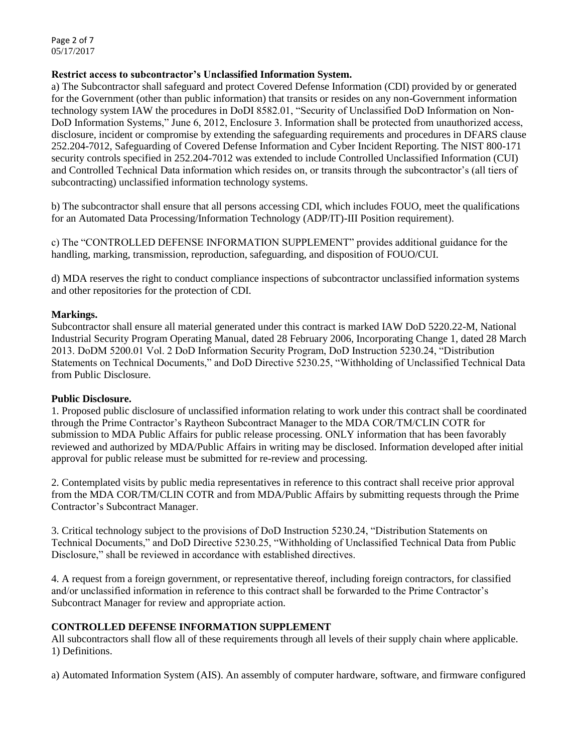**Restrict access to subcontractor's Unclassified Information System.**

a) The Subcontractor shall safeguard and protect Covered Defense Information (CDI) provided by or generated for the Government (other than public information) that transits or resides on any non-Government information technology system IAW the procedures in DoDI 8582.01, "Security of Unclassified DoD Information on Non-DoD Information Systems," June 6, 2012, Enclosure 3. Information shall be protected from unauthorized access, disclosure, incident or compromise by extending the safeguarding requirements and procedures in DFARS clause 252.204-7012, Safeguarding of Covered Defense Information and Cyber Incident Reporting. The NIST 800-171 security controls specified in 252.204-7012 was extended to include Controlled Unclassified Information (CUI) and Controlled Technical Data information which resides on, or transits through the subcontractor's (all tiers of subcontracting) unclassified information technology systems.

b) The subcontractor shall ensure that all persons accessing CDI, which includes FOUO, meet the qualifications for an Automated Data Processing/Information Technology (ADP/IT)-III Position requirement).

c) The "CONTROLLED DEFENSE INFORMATION SUPPLEMENT" provides additional guidance for the handling, marking, transmission, reproduction, safeguarding, and disposition of FOUO/CUI.

d) MDA reserves the right to conduct compliance inspections of subcontractor unclassified information systems and other repositories for the protection of CDI.

**Markings.**

Subcontractor shall ensure all material generated under this contract is marked IAW DoD 5220.22-M, National Industrial Security Program Operating Manual, dated 28 February 2006, Incorporating Change 1, dated 28 March 2013. DoDM 5200.01 Vol. 2 DoD Information Security Program, DoD Instruction 5230.24, "Distribution Statements on Technical Documents," and DoD Directive 5230.25, "Withholding of Unclassified Technical Data from Public Disclosure.

**Public Disclosure.**

1. Proposed public disclosure of unclassified information relating to work under this contract shall be coordinated through the Prime Contractor's Raytheon Subcontract Manager to the MDA COR/TM/CLIN COTR for submission to MDA Public Affairs for public release processing. ONLY information that has been favorably reviewed and authorized by MDA/Public Affairs in writing may be disclosed. Information developed after initial approval for public release must be submitted for re-review and processing.

2. Contemplated visits by public media representatives in reference to this contract shall receive prior approval from the MDA COR/TM/CLIN COTR and from MDA/Public Affairs by submitting requests through the Prime Contractor's Subcontract Manager.

3. Critical technology subject to the provisions of DoD Instruction 5230.24, "Distribution Statements on Technical Documents," and DoD Directive 5230.25, "Withholding of Unclassified Technical Data from Public Disclosure," shall be reviewed in accordance with established directives.

4. A request from a foreign government, or representative thereof, including foreign contractors, for classified and/or unclassified information in reference to this contract shall be forwarded to the Prime Contractor's Subcontract Manager for review and appropriate action.

**CONTROLLED DEFENSE INFORMATION SUPPLEMENT**

All subcontractors shall flow all of these requirements through all levels of their supply chain where applicable.

1) Definitions.

a) Automated Information System (AIS). An assembly of computer hardware, software, and firmware configured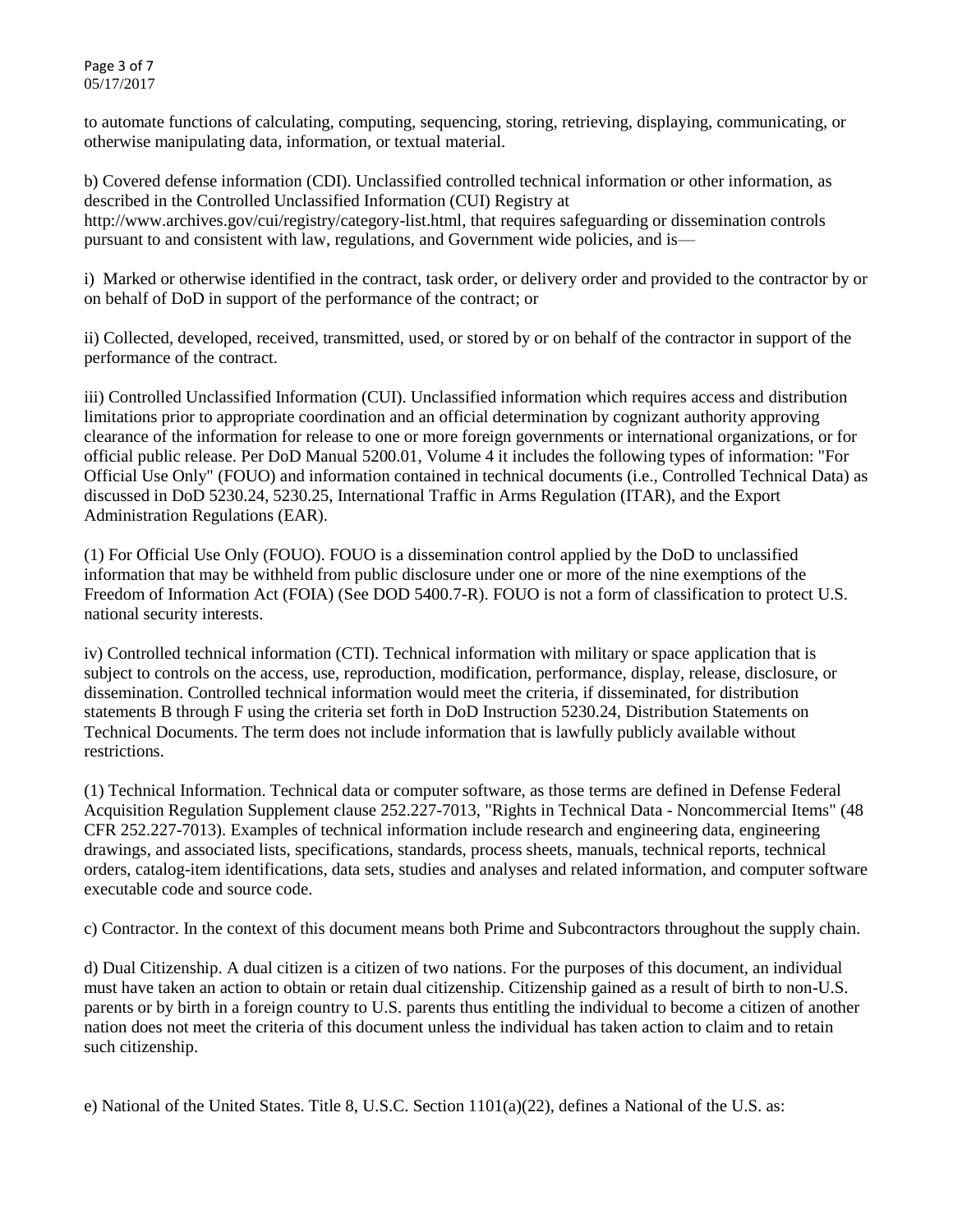to automate functions of calculating, computing, sequencing, storing, retrieving, displaying, communicating, or otherwise manipulating data, information, or textual material.

b) Covered defense information (CDI). Unclassified controlled technical information or other information, as described in the Controlled Unclassified Information (CUI) Registry at http://www.archives.gov/cui/registry/category-list.html, that requires safeguarding or dissemination controls pursuant to and consistent with law, regulations, and Government wide policies, and is—

i) Marked or otherwise identified in the contract, task order, or delivery order and provided to the contractor by or on behalf of DoD in support of the performance of the contract; or

ii) Collected, developed, received, transmitted, used, or stored by or on behalf of the contractor in support of the performance of the contract.

iii) Controlled Unclassified Information (CUI). Unclassified information which requires access and distribution limitations prior to appropriate coordination and an official determination by cognizant authority approving clearance of the information for release to one or more foreign governments or international organizations, or for official public release. Per DoD Manual 5200.01, Volume 4 it includes the following types of information: "For Official Use Only" (FOUO) and information contained in technical documents (i.e., Controlled Technical Data) as discussed in DoD 5230.24, 5230.25, International Traffic in Arms Regulation (ITAR), and the Export Administration Regulations (EAR).

(1) For Official Use Only (FOUO). FOUO is a dissemination control applied by the DoD to unclassified information that may be withheld from public disclosure under one or more of the nine exemptions of the Freedom of Information Act (FOIA) (See DOD 5400.7-R). FOUO is not a form of classification to protect U.S. national security interests.

iv) Controlled technical information (CTI). Technical information with military or space application that is subject to controls on the access, use, reproduction, modification, performance, display, release, disclosure, or dissemination. Controlled technical information would meet the criteria, if disseminated, for distribution statements B through F using the criteria set forth in DoD Instruction 5230.24, Distribution Statements on Technical Documents. The term does not include information that is lawfully publicly available without restrictions.

(1) Technical Information. Technical data or computer software, as those terms are defined in Defense Federal Acquisition Regulation Supplement clause 252.227-7013, "Rights in Technical Data - Noncommercial Items" (48 CFR 252.227-7013). Examples of technical information include research and engineering data, engineering drawings, and associated lists, specifications, standards, process sheets, manuals, technical reports, technical orders, catalog-item identifications, data sets, studies and analyses and related information, and computer software executable code and source code.

c) Contractor. In the context of this document means both Prime and Subcontractors throughout the supply chain.

d) Dual Citizenship. A dual citizen is a citizen of two nations. For the purposes of this document, an individual must have taken an action to obtain or retain dual citizenship. Citizenship gained as a result of birth to non-U.S. parents or by birth in a foreign country to U.S. parents thus entitling the individual to become a citizen of another nation does not meet the criteria of this document unless the individual has taken action to claim and to retain such citizenship.

e) National of the United States. Title 8, U.S.C. Section 1101(a)(22), defines a National of the U.S. as: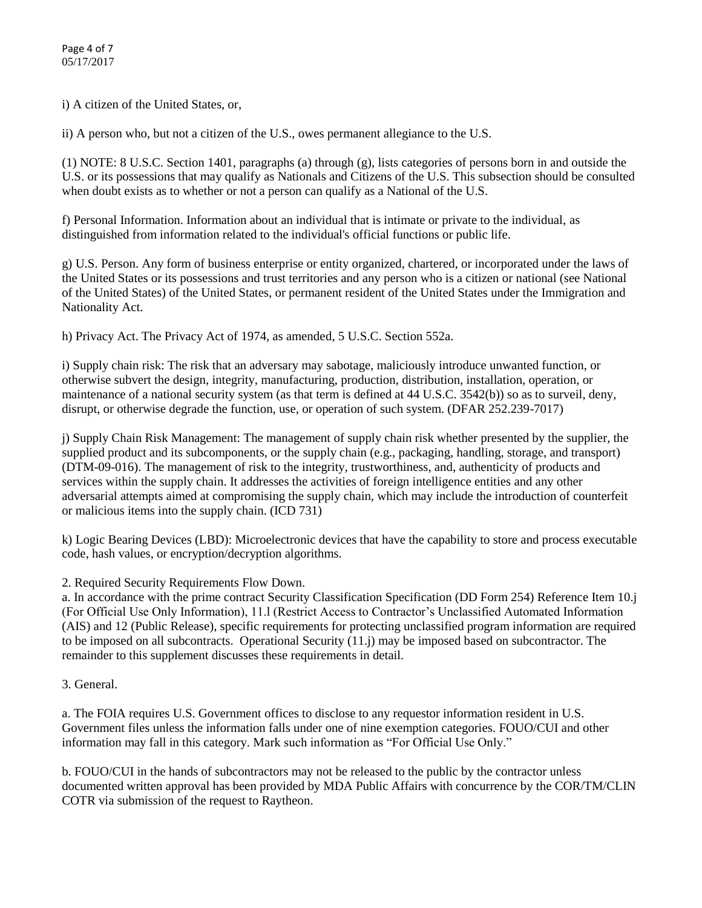i) A citizen of the United States, or,

ii) A person who, but not a citizen of the U.S., owes permanent allegiance to the U.S.

(1) NOTE: 8 U.S.C. Section 1401, paragraphs (a) through (g), lists categories of persons born in and outside the U.S. or its possessions that may qualify as Nationals and Citizens of the U.S. This subsection should be consulted when doubt exists as to whether or not a person can qualify as a National of the U.S.

f) Personal Information. Information about an individual that is intimate or private to the individual, as distinguished from information related to the individual's official functions or public life.

g) U.S. Person. Any form of business enterprise or entity organized, chartered, or incorporated under the laws of the United States or its possessions and trust territories and any person who is a citizen or national (see National of the United States) of the United States, or permanent resident of the United States under the Immigration and Nationality Act.

h) Privacy Act. The Privacy Act of 1974, as amended, 5 U.S.C. Section 552a.

i) Supply chain risk: The risk that an adversary may sabotage, maliciously introduce unwanted function, or otherwise subvert the design, integrity, manufacturing, production, distribution, installation, operation, or maintenance of a national security system (as that term is defined at 44 U.S.C. 3542(b)) so as to surveil, deny, disrupt, or otherwise degrade the function, use, or operation of such system. (DFAR 252.239-7017)

j) Supply Chain Risk Management: The management of supply chain risk whether presented by the supplier, the supplied product and its subcomponents, or the supply chain (e.g., packaging, handling, storage, and transport) (DTM-09-016). The management of risk to the integrity, trustworthiness, and, authenticity of products and services within the supply chain. It addresses the activities of foreign intelligence entities and any other adversarial attempts aimed at compromising the supply chain, which may include the introduction of counterfeit or malicious items into the supply chain. (ICD 731)

k) Logic Bearing Devices (LBD): Microelectronic devices that have the capability to store and process executable code, hash values, or encryption/decryption algorithms.

2. Required Security Requirements Flow Down.

a. In accordance with the prime contract Security Classification Specification (DD Form 254) Reference Item 10.j (For Official Use Only Information), 11.l (Restrict Access to Contractor's Unclassified Automated Information (AIS) and 12 (Public Release), specific requirements for protecting unclassified program information are required to be imposed on all subcontracts. Operational Security (11.j) may be imposed based on subcontractor. The remainder to this supplement discusses these requirements in detail.

3. General.

a. The FOIA requires U.S. Government offices to disclose to any requestor information resident in U.S. Government files unless the information falls under one of nine exemption categories. FOUO/CUI and other information may fall in this category. Mark such information as "For Official Use Only."

b. FOUO/CUI in the hands of subcontractors may not be released to the public by the contractor unless documented written approval has been provided by MDA Public Affairs with concurrence by the COR/TM/CLIN COTR via submission of the request to Raytheon.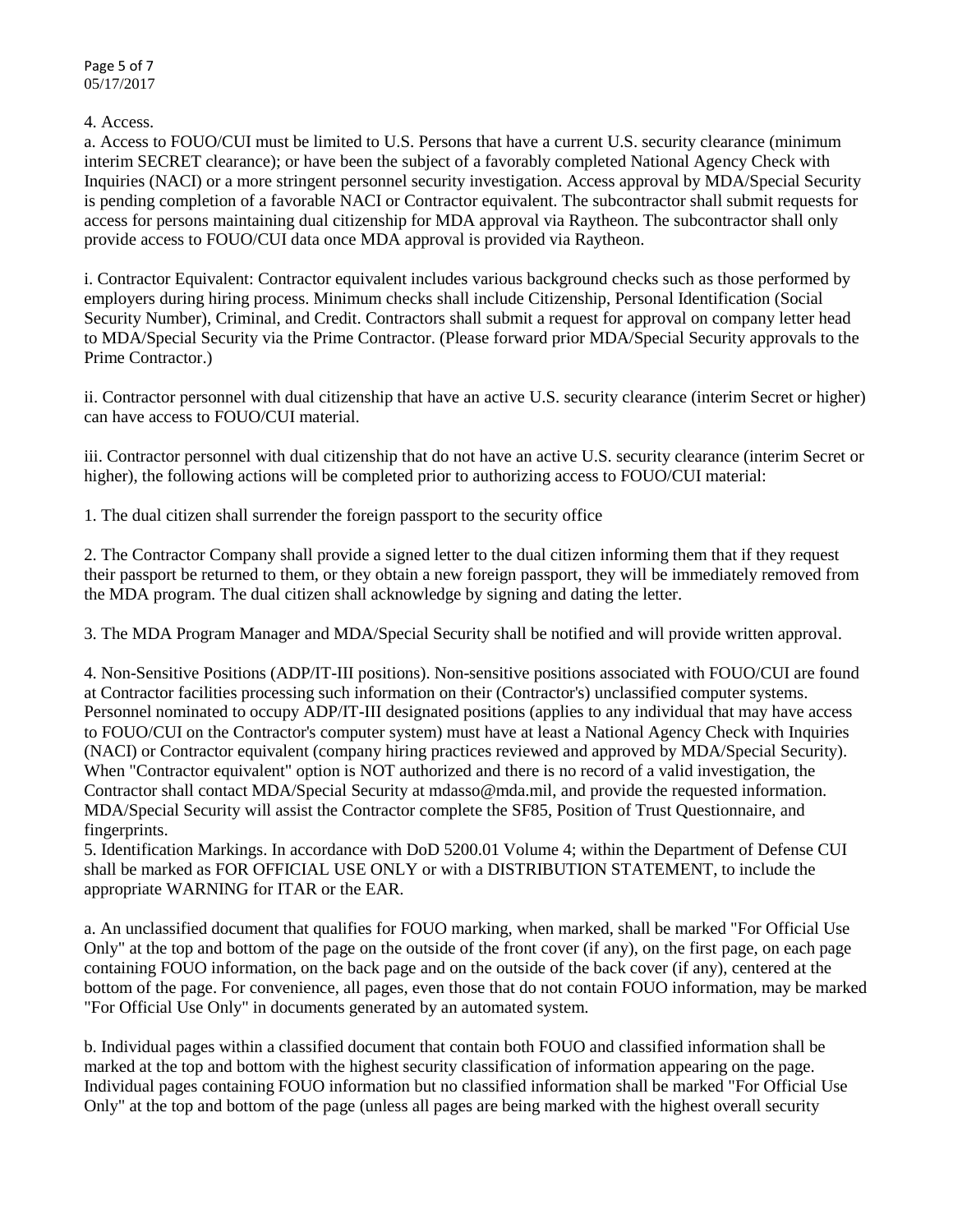4. Access.

a. Access to FOUO/CUI must be limited to U.S. Persons that have a current U.S. security clearance (minimum interim SECRET clearance); or have been the subject of a favorably completed National Agency Check with Inquiries (NACI) or a more stringent personnel security investigation. Access approval by MDA/Special Security is pending completion of a favorable NACI or Contractor equivalent. The subcontractor shall submit requests for access for persons maintaining dual citizenship for MDA approval via Raytheon. The subcontractor shall only provide access to FOUO/CUI data once MDA approval is provided via Raytheon.

i. Contractor Equivalent: Contractor equivalent includes various background checks such as those performed by employers during hiring process. Minimum checks shall include Citizenship, Personal Identification (Social Security Number), Criminal, and Credit. Contractors shall submit a request for approval on company letter head to MDA/Special Security via the Prime Contractor. (Please forward prior MDA/Special Security approvals to the Prime Contractor.)

ii. Contractor personnel with dual citizenship that have an active U.S. security clearance (interim Secret or higher) can have access to FOUO/CUI material.

iii. Contractor personnel with dual citizenship that do not have an active U.S. security clearance (interim Secret or higher), the following actions will be completed prior to authorizing access to FOUO/CUI material:

1. The dual citizen shall surrender the foreign passport to the security office

2. The Contractor Company shall provide a signed letter to the dual citizen informing them that if they request their passport be returned to them, or they obtain a new foreign passport, they will be immediately removed from the MDA program. The dual citizen shall acknowledge by signing and dating the letter.

3. The MDA Program Manager and MDA/Special Security shall be notified and will provide written approval.

4. Non-Sensitive Positions (ADP/IT-III positions). Non-sensitive positions associated with FOUO/CUI are found at Contractor facilities processing such information on their (Contractor's) unclassified computer systems. Personnel nominated to occupy ADP/IT-III designated positions (applies to any individual that may have access to FOUO/CUI on the Contractor's computer system) must have at least a National Agency Check with Inquiries (NACI) or Contractor equivalent (company hiring practices reviewed and approved by MDA/Special Security). When "Contractor equivalent" option is NOT authorized and there is no record of a valid investigation, the Contractor shall contact MDA/Special Security at mdasso@mda.mil, and provide the requested information. MDA/Special Security will assist the Contractor complete the SF85, Position of Trust Questionnaire, and fingerprints.

5. Identification Markings. In accordance with DoD 5200.01 Volume 4; within the Department of Defense CUI shall be marked as FOR OFFICIAL USE ONLY or with a DISTRIBUTION STATEMENT, to include the appropriate WARNING for ITAR or the EAR.

a. An unclassified document that qualifies for FOUO marking, when marked, shall be marked "For Official Use Only" at the top and bottom of the page on the outside of the front cover (if any), on the first page, on each page containing FOUO information, on the back page and on the outside of the back cover (if any), centered at the bottom of the page. For convenience, all pages, even those that do not contain FOUO information, may be marked "For Official Use Only" in documents generated by an automated system.

b. Individual pages within a classified document that contain both FOUO and classified information shall be marked at the top and bottom with the highest security classification of information appearing on the page. Individual pages containing FOUO information but no classified information shall be marked "For Official Use Only" at the top and bottom of the page (unless all pages are being marked with the highest overall security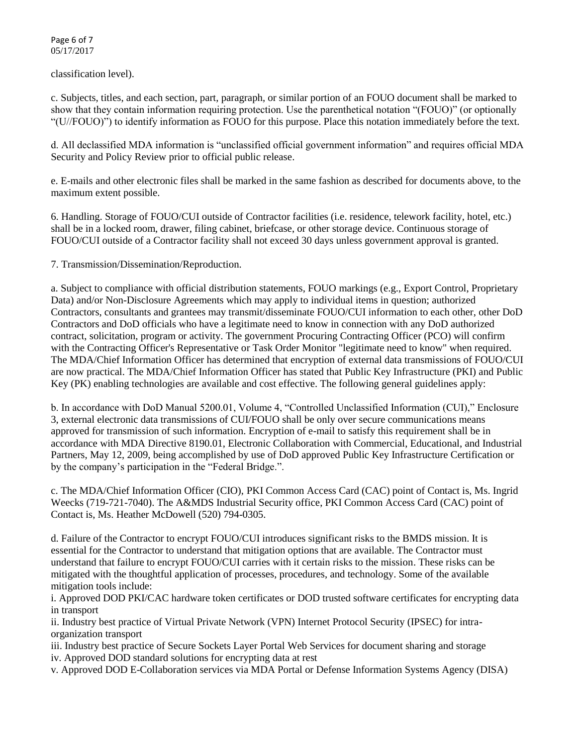classification level).

c. Subjects, titles, and each section, part, paragraph, or similar portion of an FOUO document shall be marked to show that they contain information requiring protection. Use the parenthetical notation "(FOUO)" (or optionally "(U//FOUO)") to identify information as FOUO for this purpose. Place this notation immediately before the text.

d. All declassified MDA information is "unclassified official government information" and requires official MDA Security and Policy Review prior to official public release.

e. E-mails and other electronic files shall be marked in the same fashion as described for documents above, to the maximum extent possible.

6. Handling. Storage of FOUO/CUI outside of Contractor facilities (i.e. residence, telework facility, hotel, etc.) shall be in a locked room, drawer, filing cabinet, briefcase, or other storage device. Continuous storage of FOUO/CUI outside of a Contractor facility shall not exceed 30 days unless government approval is granted.

7. Transmission/Dissemination/Reproduction.

a. Subject to compliance with official distribution statements, FOUO markings (e.g., Export Control, Proprietary Data) and/or Non-Disclosure Agreements which may apply to individual items in question; authorized Contractors, consultants and grantees may transmit/disseminate FOUO/CUI information to each other, other DoD Contractors and DoD officials who have a legitimate need to know in connection with any DoD authorized contract, solicitation, program or activity. The government Procuring Contracting Officer (PCO) will confirm with the Contracting Officer's Representative or Task Order Monitor "legitimate need to know" when required. The MDA/Chief Information Officer has determined that encryption of external data transmissions of FOUO/CUI are now practical. The MDA/Chief Information Officer has stated that Public Key Infrastructure (PKI) and Public Key (PK) enabling technologies are available and cost effective. The following general guidelines apply:

b. In accordance with DoD Manual 5200.01, Volume 4, "Controlled Unclassified Information (CUI)," Enclosure 3, external electronic data transmissions of CUI/FOUO shall be only over secure communications means approved for transmission of such information. Encryption of e-mail to satisfy this requirement shall be in accordance with MDA Directive 8190.01, Electronic Collaboration with Commercial, Educational, and Industrial Partners, May 12, 2009, being accomplished by use of DoD approved Public Key Infrastructure Certification or by the company's participation in the "Federal Bridge.".

c. The MDA/Chief Information Officer (CIO), PKI Common Access Card (CAC) point of Contact is, Ms. Ingrid Weecks (719-721-7040). The A&MDS Industrial Security office, PKI Common Access Card (CAC) point of Contact is, Ms. Heather McDowell (520) 794-0305.

d. Failure of the Contractor to encrypt FOUO/CUI introduces significant risks to the BMDS mission. It is essential for the Contractor to understand that mitigation options that are available. The Contractor must understand that failure to encrypt FOUO/CUI carries with it certain risks to the mission. These risks can be mitigated with the thoughtful application of processes, procedures, and technology. Some of the available mitigation tools include:

i. Approved DOD PKI/CAC hardware token certificates or DOD trusted software certificates for encrypting data in transport

ii. Industry best practice of Virtual Private Network (VPN) Internet Protocol Security (IPSEC) for intra-organization transport

iii. Industry best practice of Secure Sockets Layer Portal Web Services for document sharing and storage

iv. Approved DOD standard solutions for encrypting data at rest

v. Approved DOD E-Collaboration services via MDA Portal or Defense Information Systems Agency (DISA)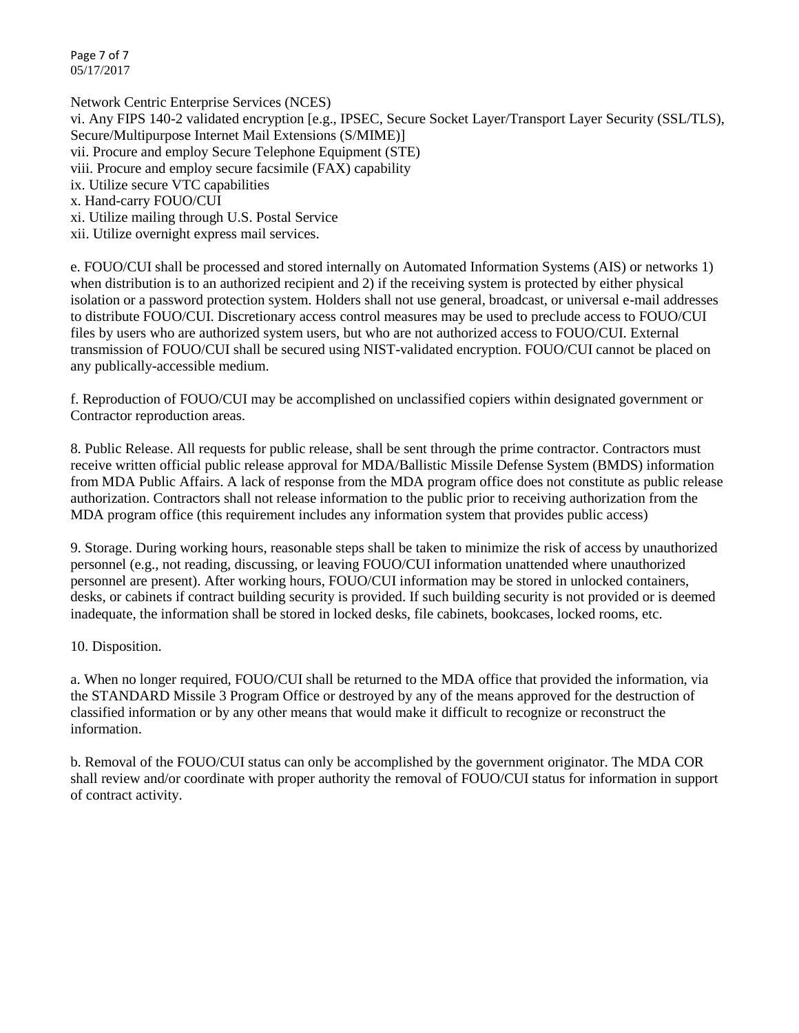Network Centric Enterprise Services (NCES)

vi. Any FIPS 140-2 validated encryption [e.g., IPSEC, Secure Socket Layer/Transport Layer Security (SSL/TLS), Secure/Multipurpose Internet Mail Extensions (S/MIME)]

vii. Procure and employ Secure Telephone Equipment (STE)

viii. Procure and employ secure facsimile (FAX) capability

ix. Utilize secure VTC capabilities

x. Hand-carry FOUO/CUI

xi. Utilize mailing through U.S. Postal Service

xii. Utilize overnight express mail services.

e. FOUO/CUI shall be processed and stored internally on Automated Information Systems (AIS) or networks 1) when distribution is to an authorized recipient and 2) if the receiving system is protected by either physical isolation or a password protection system. Holders shall not use general, broadcast, or universal e-mail addresses to distribute FOUO/CUI. Discretionary access control measures may be used to preclude access to FOUO/CUI files by users who are authorized system users, but who are not authorized access to FOUO/CUI. External transmission of FOUO/CUI shall be secured using NIST-validated encryption. FOUO/CUI cannot be placed on any publically-accessible medium.

f. Reproduction of FOUO/CUI may be accomplished on unclassified copiers within designated government or Contractor reproduction areas.

8. Public Release. All requests for public release, shall be sent through the prime contractor. Contractors must receive written official public release approval for MDA/Ballistic Missile Defense System (BMDS) information from MDA Public Affairs. A lack of response from the MDA program office does not constitute as public release authorization. Contractors shall not release information to the public prior to receiving authorization from the MDA program office (this requirement includes any information system that provides public access)

9. Storage. During working hours, reasonable steps shall be taken to minimize the risk of access by unauthorized personnel (e.g., not reading, discussing, or leaving FOUO/CUI information unattended where unauthorized personnel are present). After working hours, FOUO/CUI information may be stored in unlocked containers, desks, or cabinets if contract building security is provided. If such building security is not provided or is deemed inadequate, the information shall be stored in locked desks, file cabinets, bookcases, locked rooms, etc.

10. Disposition.

a. When no longer required, FOUO/CUI shall be returned to the MDA office that provided the information, via the STANDARD Missile 3 Program Office or destroyed by any of the means approved for the destruction of classified information or by any other means that would make it difficult to recognize or reconstruct the information.

b. Removal of the FOUO/CUI status can only be accomplished by the government originator. The MDA COR shall review and/or coordinate with proper authority the removal of FOUO/CUI status for information in support of contract activity.